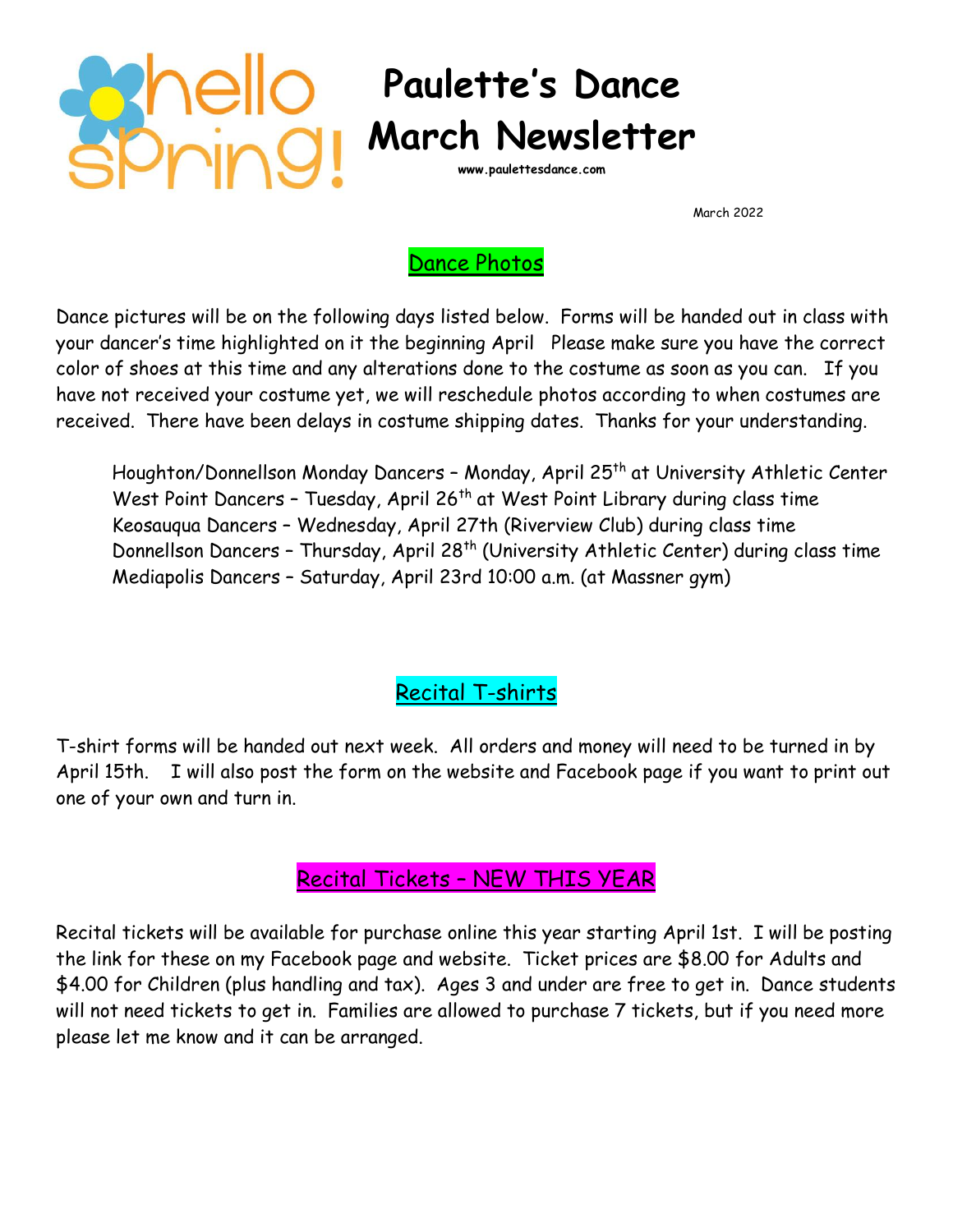hello spring!

# Paulette's Dance March Newsletter

www.paulettesdance.com

March 2022

## Dance Photos

Dance pictures will be on the following days listed below. Forms will be handed out in class with your dancer's time highlighted on it the beginning April  Please make sure you have the correct color of shoes at this time and any alterations done to the costume as soon as you can.  If you have not received your costume yet, we will reschedule photos according to when costumes are received. There have been delays in costume shipping dates. Thanks for your understanding.

Houghton/Donnellson Monday Dancers – Monday, April 25th at University Athletic Center
West Point Dancers – Tuesday, April 26th at West Point Library during class time
Keosauqua Dancers – Wednesday, April 27th (Riverview Club) during class time
Donnellson Dancers – Thursday, April 28th (University Athletic Center) during class time
Mediapolis Dancers – Saturday, April 23rd 10:00 a.m. (at Massner gym)

## Recital T-shirts

T-shirt forms will be handed out next week. All orders and money will need to be turned in by April 15th.  I will also post the form on the website and Facebook page if you want to print out one of your own and turn in.

## Recital Tickets – NEW THIS YEAR

Recital tickets will be available for purchase online this year starting April 1st. I will be posting the link for these on my Facebook page and website. Ticket prices are $8.00 for Adults and $4.00 for Children (plus handling and tax). Ages 3 and under are free to get in. Dance students will not need tickets to get in. Families are allowed to purchase 7 tickets, but if you need more please let me know and it can be arranged.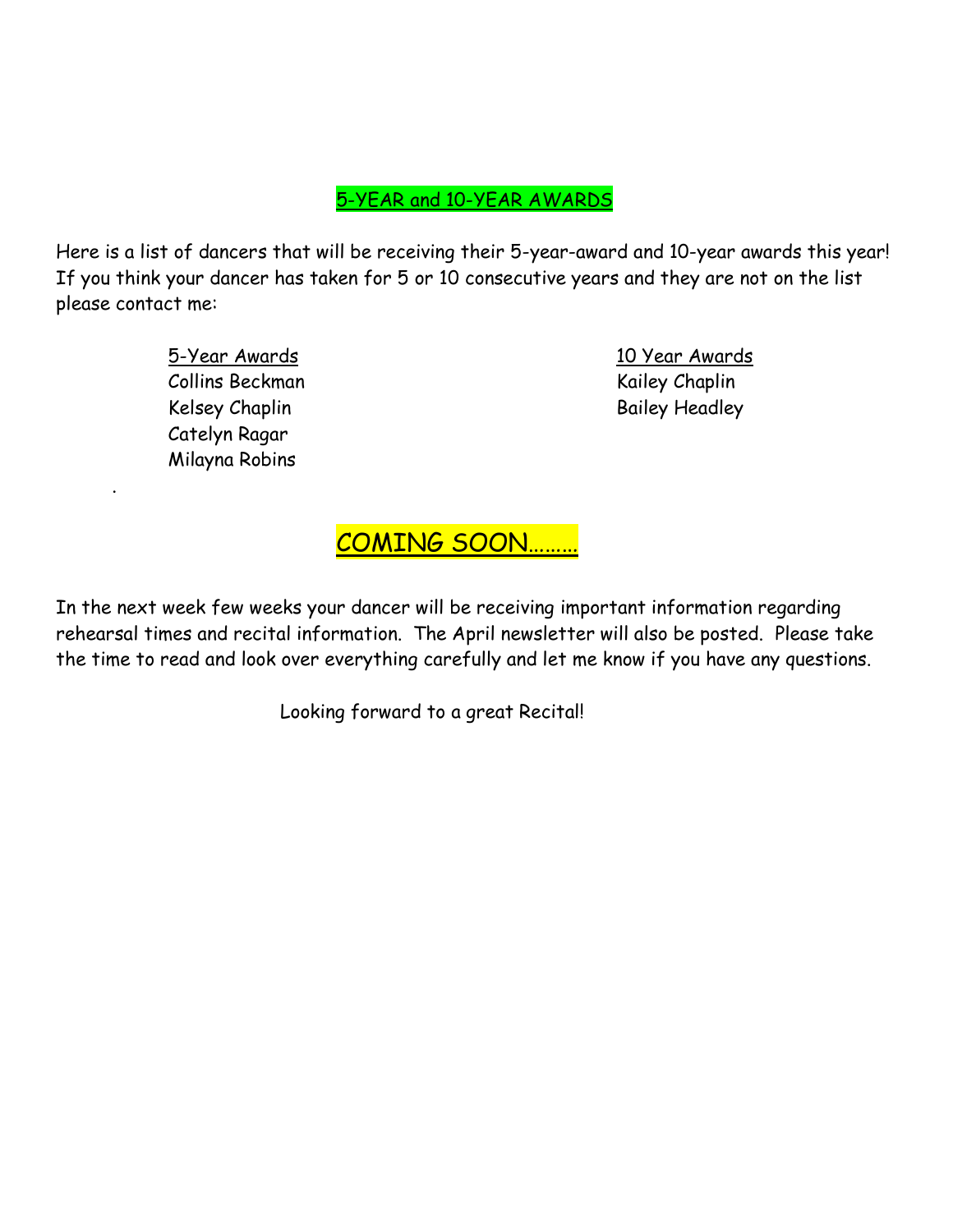## 5-YEAR and 10-YEAR AWARDS

Here is a list of dancers that will be receiving their 5-year-award and 10-year awards this year! If you think your dancer has taken for 5 or 10 consecutive years and they are not on the list please contact me:

| 5-Year Awards | 10 Year Awards |
| --- | --- |
| Collins Beckman | Kailey Chaplin |
| Kelsey Chaplin | Bailey Headley |
| Catelyn Ragar | |
| Milayna Robins | |

.

## COMING SOON………

In the next week few weeks your dancer will be receiving important information regarding rehearsal times and recital information. The April newsletter will also be posted. Please take the time to read and look over everything carefully and let me know if you have any questions.

Looking forward to a great Recital!